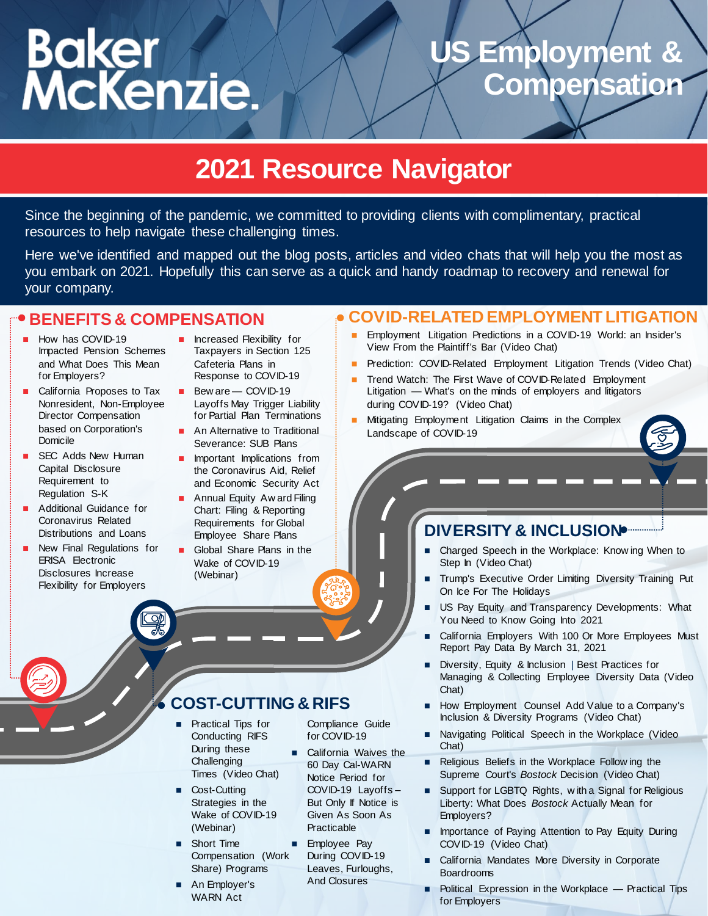# Baker McKenzie.

# US Employment & Compensation

## 2021 Resource Navigator

Since the beginning of the pandemic, we committed to providing clients with complimentary, practical resources to help navigate these challenging times.

Here we've identified and mapped out the blog posts, articles and video chats that will help you the most as you embark on 2021. Hopefully this can serve as a quick and handy roadmap to recovery and renewal for your company.

### BENEFITS & COMPENSATION

- How has COVID-19 Impacted Pension Schemes and What Does This Mean for Employers?
- California Proposes to Tax Nonresident, Non-Employee Director Compensation based on Corporation's Domicile
- SEC Adds New Human Capital Disclosure Requirement to Regulation S-K
- Additional Guidance for Coronavirus Related Distributions and Loans
- New Final Regulations for ERISA Electronic Disclosures Increase Flexibility for Employers
- Increased Flexibility for Taxpayers in Section 125 Cafeteria Plans in Response to COVID-19
- Beware — COVID-19 Layoffs May Trigger Liability for Partial Plan Terminations
- An Alternative to Traditional Severance: SUB Plans
- Important Implications from the Coronavirus Aid, Relief and Economic Security Act
- Annual Equity Award Filing Chart: Filing & Reporting Requirements for Global Employee Share Plans
- Global Share Plans in the Wake of COVID-19 (Webinar)

### COVID-RELATED EMPLOYMENT LITIGATION

- Employment Litigation Predictions in a COVID-19 World: an Insider's View From the Plaintiff's Bar (Video Chat)
- Prediction: COVID-Related Employment Litigation Trends (Video Chat)
- Trend Watch: The First Wave of COVID-Related Employment Litigation — What's on the minds of employers and litigators during COVID-19? (Video Chat)
- Mitigating Employment Litigation Claims in the Complex Landscape of COVID-19

### DIVERSITY & INCLUSION

- Charged Speech in the Workplace: Knowing When to Step In (Video Chat)
- Trump's Executive Order Limiting Diversity Training Put On Ice For The Holidays
- US Pay Equity and Transparency Developments: What You Need to Know Going Into 2021
- California Employers With 100 Or More Employees Must Report Pay Data By March 31, 2021
- Diversity, Equity & Inclusion | Best Practices for Managing & Collecting Employee Diversity Data (Video Chat)
- How Employment Counsel Add Value to a Company's Inclusion & Diversity Programs (Video Chat)
- Navigating Political Speech in the Workplace (Video Chat)
- Religious Beliefs in the Workplace Following the Supreme Court's *Bostock* Decision (Video Chat)
- Support for LGBTQ Rights, with a Signal for Religious Liberty: What Does *Bostock* Actually Mean for Employers?
- Importance of Paying Attention to Pay Equity During COVID-19 (Video Chat)
- California Mandates More Diversity in Corporate Boardrooms
- Political Expression in the Workplace — Practical Tips for Employers

### COST-CUTTING & RIFS

- Practical Tips for Conducting RIFS During these Challenging Times (Video Chat)
- Cost-Cutting Strategies in the Wake of COVID-19 (Webinar)
- Short Time Compensation (Work Share) Programs
- An Employer's WARN Act Compliance Guide for COVID-19
- California Waives the 60 Day Cal-WARN Notice Period for COVID-19 Layoffs – But Only If Notice is Given As Soon As Practicable
- Employee Pay During COVID-19 Leaves, Furloughs, And Closures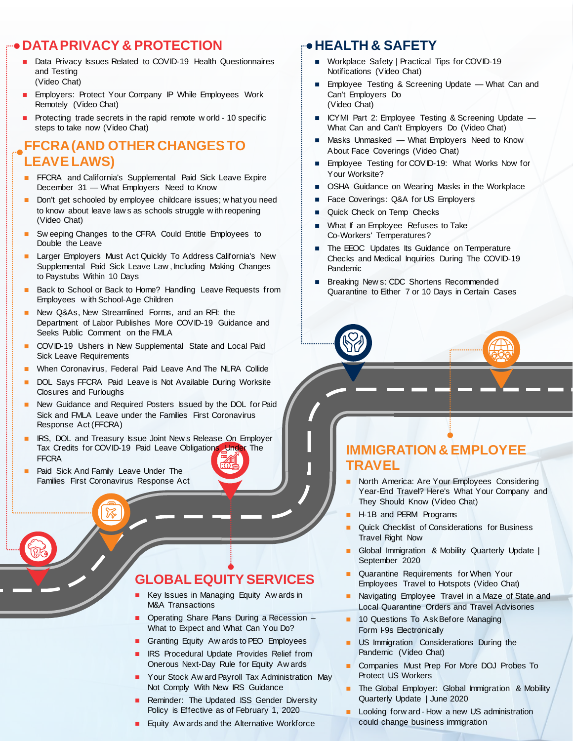## DATA PRIVACY & PROTECTION

- Data Privacy Issues Related to COVID-19 Health Questionnaires and Testing (Video Chat)
- Employers: Protect Your Company IP While Employees Work Remotely (Video Chat)
- Protecting trade secrets in the rapid remote world - 10 specific steps to take now (Video Chat)

## FFCRA (AND OTHER CHANGES TO LEAVE LAWS)

- FFCRA and California's Supplemental Paid Sick Leave Expire December 31 — What Employers Need to Know
- Don't get schooled by employee childcare issues; what you need to know about leave laws as schools struggle with reopening (Video Chat)
- Sweeping Changes to the CFRA Could Entitle Employees to Double the Leave
- Larger Employers Must Act Quickly To Address California's New Supplemental Paid Sick Leave Law, Including Making Changes to Paystubs Within 10 Days
- Back to School or Back to Home? Handling Leave Requests from Employees with School-Age Children
- New Q&As, New Streamlined Forms, and an RFI: the Department of Labor Publishes More COVID-19 Guidance and Seeks Public Comment on the FMLA
- COVID-19 Ushers in New Supplemental State and Local Paid Sick Leave Requirements
- When Coronavirus, Federal Paid Leave And The NLRA Collide
- DOL Says FFCRA Paid Leave is Not Available During Worksite Closures and Furloughs
- New Guidance and Required Posters Issued by the DOL for Paid Sick and FMLA Leave under the Families First Coronavirus Response Act (FFCRA)
- IRS, DOL and Treasury Issue Joint News Release On Employer Tax Credits for COVID-19 Paid Leave Obligations Under The FFCRA
- Paid Sick And Family Leave Under The Families First Coronavirus Response Act

## HEALTH & SAFETY

- Workplace Safety | Practical Tips for COVID-19 Notifications (Video Chat)
- Employee Testing & Screening Update — What Can and Can't Employers Do (Video Chat)
- ICYMI Part 2: Employee Testing & Screening Update — What Can and Can't Employers Do (Video Chat)
- Masks Unmasked — What Employers Need to Know About Face Coverings (Video Chat)
- Employee Testing for COVID-19: What Works Now for Your Worksite?
- OSHA Guidance on Wearing Masks in the Workplace
- Face Coverings: Q&A for US Employers
- Quick Check on Temp Checks
- What If an Employee Refuses to Take Co-Workers' Temperatures?
- The EEOC Updates Its Guidance on Temperature Checks and Medical Inquiries During The COVID-19 Pandemic
- Breaking News: CDC Shortens Recommended Quarantine to Either 7 or 10 Days in Certain Cases

## IMMIGRATION & EMPLOYEE TRAVEL

- North America: Are Your Employees Considering Year-End Travel? Here's What Your Company and They Should Know (Video Chat)
- H-1B and PERM Programs
- Quick Checklist of Considerations for Business Travel Right Now
- Global Immigration & Mobility Quarterly Update | September 2020
- Quarantine Requirements for When Your Employees Travel to Hotspots (Video Chat)
- Navigating Employee Travel in a Maze of State and Local Quarantine Orders and Travel Advisories
- 10 Questions To Ask Before Managing Form I-9s Electronically
- US Immigration Considerations During the Pandemic (Video Chat)
- Companies Must Prep For More DOJ Probes To Protect US Workers
- The Global Employer: Global Immigration & Mobility Quarterly Update | June 2020
- Looking forward - How a new US administration could change business immigration

## GLOBAL EQUITY SERVICES

- Key Issues in Managing Equity Awards in M&A Transactions
- Operating Share Plans During a Recession – What to Expect and What Can You Do?
- Granting Equity Awards to PEO Employees
- IRS Procedural Update Provides Relief from Onerous Next-Day Rule for Equity Awards
- Your Stock Award Payroll Tax Administration May Not Comply With New IRS Guidance
- Reminder: The Updated ISS Gender Diversity Policy is Effective as of February 1, 2020
- Equity Awards and the Alternative Workforce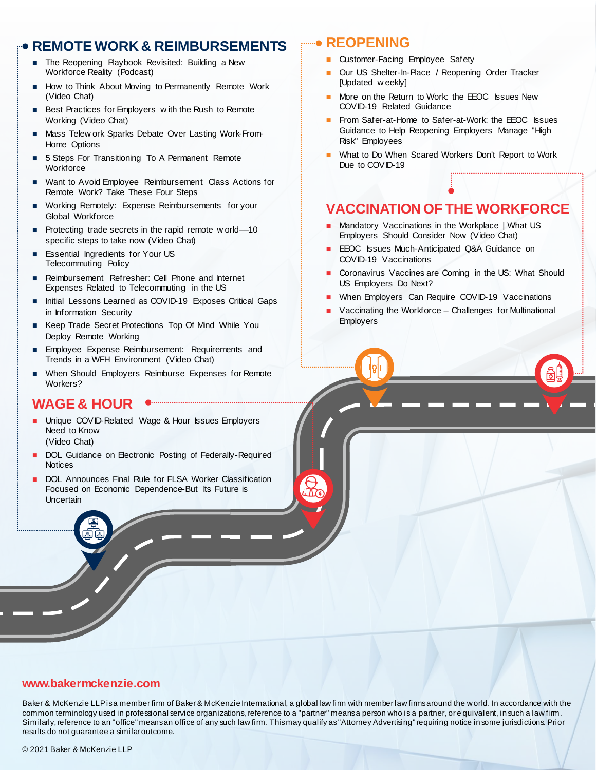## REMOTE WORK & REIMBURSEMENTS

- The Reopening Playbook Revisited: Building a New Workforce Reality (Podcast)
- How to Think About Moving to Permanently Remote Work (Video Chat)
- Best Practices for Employers with the Rush to Remote Working (Video Chat)
- Mass Telework Sparks Debate Over Lasting Work-From-Home Options
- 5 Steps For Transitioning To A Permanent Remote Workforce
- Want to Avoid Employee Reimbursement Class Actions for Remote Work? Take These Four Steps
- Working Remotely: Expense Reimbursements for your Global Workforce
- Protecting trade secrets in the rapid remote world—10 specific steps to take now (Video Chat)
- Essential Ingredients for Your US Telecommuting Policy
- Reimbursement Refresher: Cell Phone and Internet Expenses Related to Telecommuting in the US
- Initial Lessons Learned as COVID-19 Exposes Critical Gaps in Information Security
- Keep Trade Secret Protections Top Of Mind While You Deploy Remote Working
- Employee Expense Reimbursement: Requirements and Trends in a WFH Environment (Video Chat)
- When Should Employers Reimburse Expenses for Remote Workers?

## WAGE & HOUR

- Unique COVID-Related Wage & Hour Issues Employers Need to Know (Video Chat)
- DOL Guidance on Electronic Posting of Federally-Required Notices
- DOL Announces Final Rule for FLSA Worker Classification Focused on Economic Dependence-But Its Future is Uncertain

## REOPENING

- Customer-Facing Employee Safety
- Our US Shelter-In-Place / Reopening Order Tracker [Updated weekly]
- More on the Return to Work: the EEOC Issues New COVID-19 Related Guidance
- From Safer-at-Home to Safer-at-Work: the EEOC Issues Guidance to Help Reopening Employers Manage "High Risk" Employees
- What to Do When Scared Workers Don't Report to Work Due to COVID-19

## VACCINATION OF THE WORKFORCE

- Mandatory Vaccinations in the Workplace | What US Employers Should Consider Now (Video Chat)
- EEOC Issues Much-Anticipated Q&A Guidance on COVID-19 Vaccinations
- Coronavirus Vaccines are Coming in the US: What Should US Employers Do Next?
- When Employers Can Require COVID-19 Vaccinations
- Vaccinating the Workforce – Challenges for Multinational Employers

**www.bakermckenzie.com**

Baker & McKenzie LLP is a member firm of Baker & McKenzie International, a global law firm with member law firms around the world. In accordance with the common terminology used in professional service organizations, reference to a "partner" means a person who is a partner, or equivalent, in such a law firm. Similarly, reference to an "office" means an office of any such law firm. This may qualify as "Attorney Advertising" requiring notice in some jurisdictions. Prior results do not guarantee a similar outcome.

© 2021 Baker & McKenzie LLP